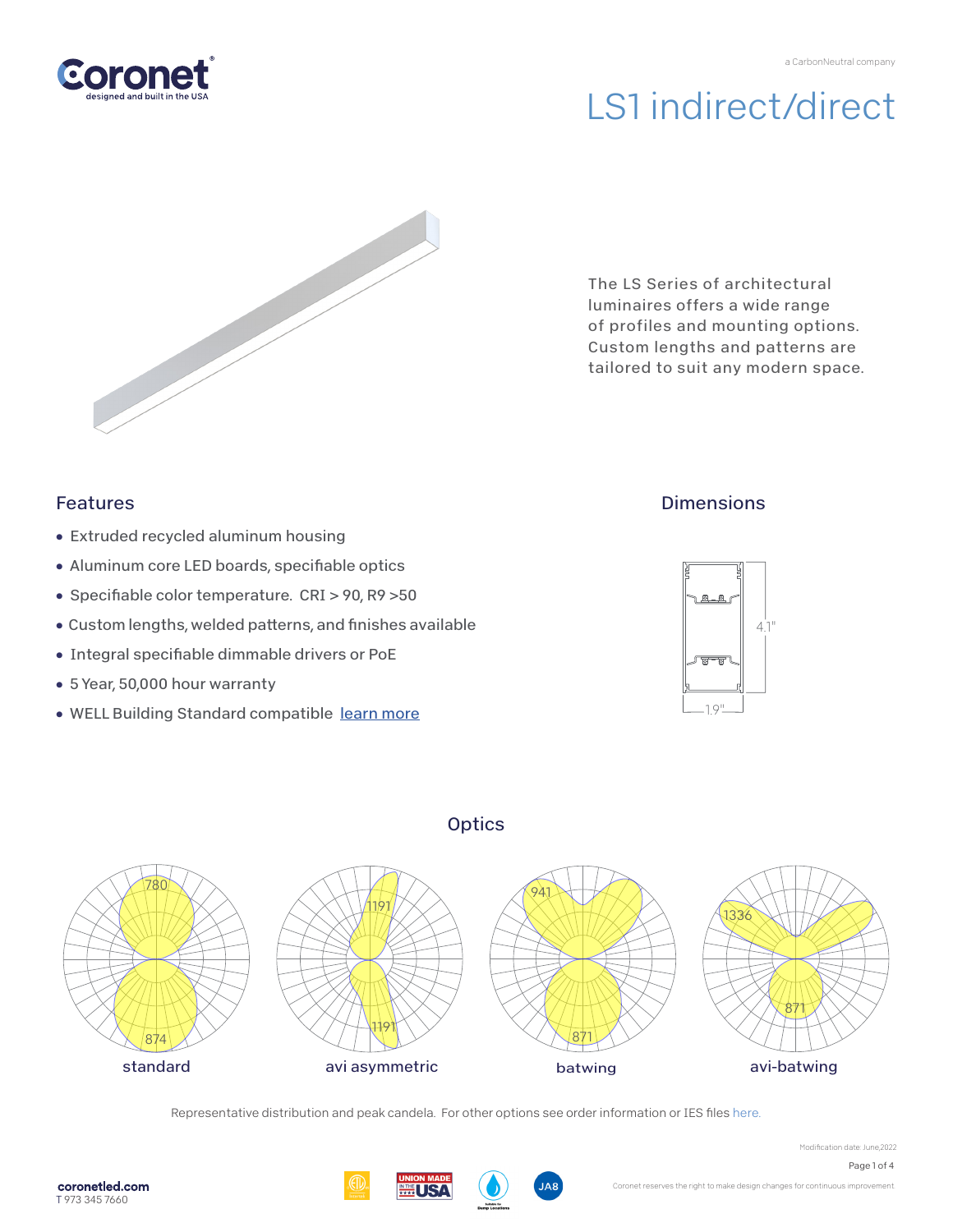Coronet

designed and built in the USA

a CarbonNeutral company

# LS1 indirect/direct

The LS Series of architectural luminaires offers a wide range of profiles and mounting options. Custom lengths and patterns are tailored to suit any modern space.

## Features

- Extruded recycled aluminum housing
- Aluminum core LED boards, specifiable optics
- Specifiable color temperature. CRI > 90, R9 >50
- Custom lengths, welded patterns, and finishes available
- Integral specifiable dimmable drivers or PoE
- 5 Year, 50,000 hour warranty
- WELL Building Standard compatible [learn more]

## Dimensions

4.1"

1.9"

## Optics

780

874

standard

1191

1191

avi asymmetric

941

871

batwing

1336

871

avi-batwing

Representative distribution and peak candela. For other options see order information or IES files here.

Modification date: June,2022

coronetled.com

T 973 345 7660

Coronet reserves the right to make design changes for continuous improvement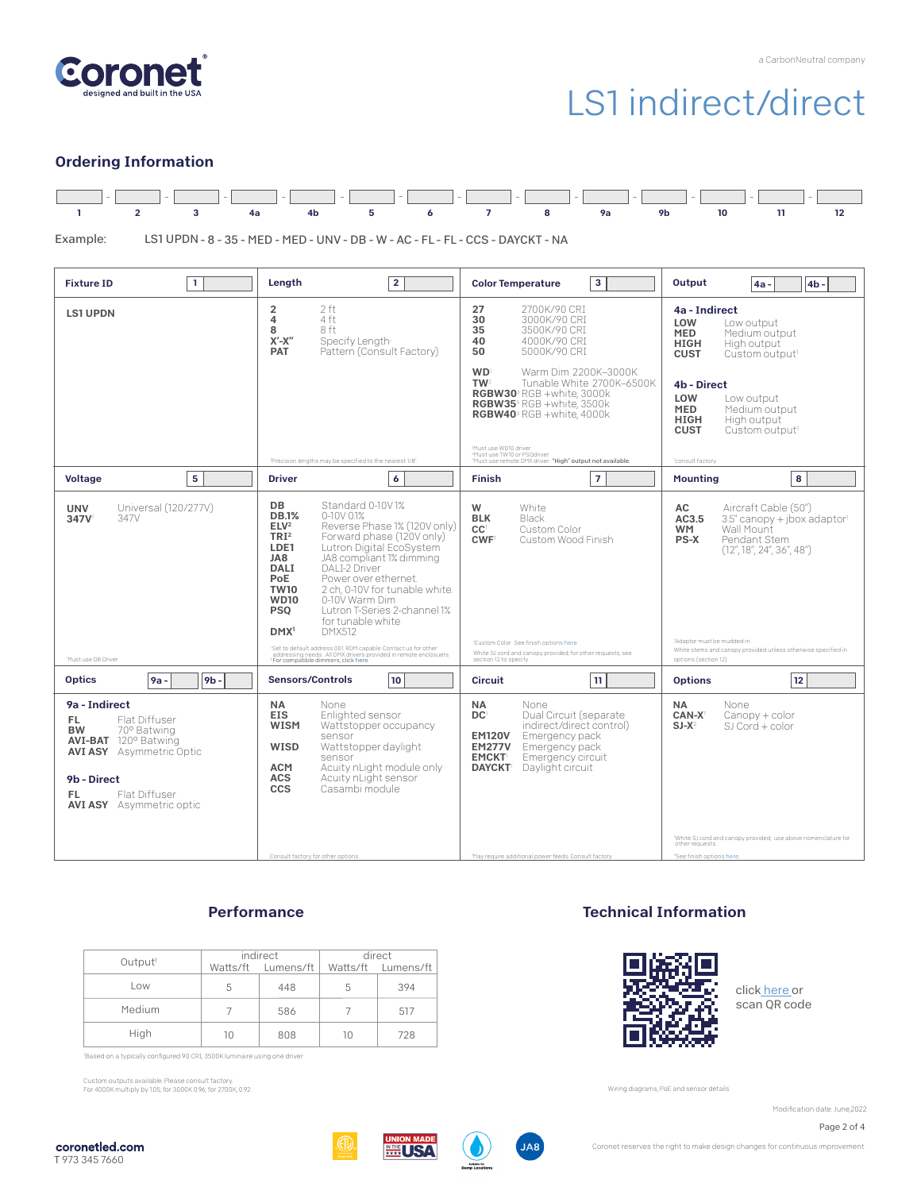# LS1 indirect/direct

## Ordering Information

| 1 | 2 | 3 | 4a | 4b | 5 | 6 | 7 | 8 | 9a | 9b | 10 | 11 | 12 |
|---|---|---|---|---|---|---|---|---|---|---|---|---|---|

Example: LS1 UPDN - 8 - 35 - MED - MED - UNV - DB - W - AC - FL - FL - CCS - DAYCKT - NA

### Fixture ID (1)

**LS1 UPDN**

### Length (2)

| | |
|---|---|
| **2** | 2 ft |
| **4** | 4 ft |
| **8** | 8 ft |
| **X'-X"** | Specify Length[1] |
| **PAT** | Pattern (Consult Factory) |

[1]Precision lengths may be specified to the nearest 1/8"

### Color Temperature (3)

| | |
|---|---|
| **27** | 2700K/90 CRI |
| **30** | 3000K/90 CRI |
| **35** | 3500K/90 CRI |
| **40** | 4000K/90 CRI |
| **50** | 5000K/90 CRI |
| **WD**[1] | Warm Dim 2200K–3000K |
| **TW**[2] | Tunable White 2700K–6500K |
| **RGBW30**[3] | RGB +white, 3000k |
| **RGBW35**[3] | RGB +white, 3500k |
| **RGBW40**[3] | RGB +white, 4000k |

[1]Must use WD10 driver.
[2]Must use TW10 or PSQdriver.
[3]Must use remote DMX driver. **"High" output not available.**

### Output (4a - 4b -)

**4a - Indirect**

| | |
|---|---|
| **LOW** | Low output |
| **MED** | Medium output |
| **HIGH** | High output |
| **CUST** | Custom output[1] |

**4b - Direct**

| | |
|---|---|
| **LOW** | Low output |
| **MED** | Medium output |
| **HIGH** | High output |
| **CUST** | Custom output[1] |

[1]consult factory

### Voltage (5)

| | |
|---|---|
| **UNV** | Universal (120/277V) |
| **347V**[1] | 347V |

[1]Must use DB Driver

### Driver (6)

| | |
|---|---|
| **DB** | Standard 0-10V 1% |
| **DB.1%** | 0-10V 0.1% |
| **ELV**[2] | Reverse Phase 1% (120V only) |
| **TRI**[2] | Forward phase (120V only) |
| **LDE1** | Lutron Digital EcoSystem |
| **JA8** | JA8 compliant 1% dimming |
| **DALI** | DALI-2 Driver |
| **PoE** | Power over ethernet |
| **TW10** | 2 ch, 0-10V for tunable white |
| **WD10** | 0-10V Warm Dim |
| **PSQ** | Lutron T-Series 2-channel 1% for tunable white |
| **DMX**[1] | DMX512 |

[1]Set to default address 001. RDM capable. Contact us for other addressing needs. All DMX drivers provided in remote enclosures.
[2]For compatible dimmers, click here

### Finish (7)

| | |
|---|---|
| **W** | White |
| **BLK** | Black |
| **CC**[1] | Custom Color |
| **CWF**[1] | Custom Wood Finish |

[1]Custom Color. See finish options here.

White SJ cord and canopy provided; for other requests, see section 12 to specify

### Mounting (8)

| | |
|---|---|
| **AC** | Aircraft Cable (50") |
| **AC3.5** | 3.5" canopy + jbox adaptor[1] |
| **WM** | Wall Mount |
| **PS-X** | Pendant Stem (12", 18", 24", 36", 48") |

[1]Adaptor must be mudded-in

White stems and canopy provided unless otherwise specified in options (section 12).

### Optics (9a - 9b -)

**9a - Indirect**

| | |
|---|---|
| **FL** | Flat Diffuser |
| **BW** | 70° Batwing |
| **AVI-BAT** | 120° Batwing |
| **AVI ASY** | Asymmetric Optic |

**9b - Direct**

| | |
|---|---|
| **FL** | Flat Diffuser |
| **AVI ASY** | Asymmetric optic |

### Sensors/Controls (10)

| | |
|---|---|
| **NA** | None |
| **EIS** | Enlighted sensor |
| **WISM** | Wattstopper occupancy sensor |
| **WISD** | Wattstopper daylight sensor |
| **ACM** | Acuity nLight module only |
| **ACS** | Acuity nLight sensor |
| **CCS** | Casambi module |

Consult factory for other options

### Circuit (11)

| | |
|---|---|
| **NA** | None |
| **DC**[1] | Dual Circuit (separate indirect/direct control) |
| **EM120V** | Emergency pack |
| **EM277V** | Emergency pack |
| **EMCKT**[1] | Emergency circuit |
| **DAYCKT**[1] | Daylight circuit |

[1]May require additional power feeds. Consult factory

### Options (12)

| | |
|---|---|
| **NA** | None |
| **CAN-X**[1] | Canopy + color |
| **SJ-X**[2] | SJ Cord + color |

[1]White SJ cord and canopy provided; use above nomenclature for other requests
[2]See finish options here

## Performance

| Output[1] | indirect | | direct | |
|---|---|---|---|---|
| | Watts/ft | Lumens/ft | Watts/ft | Lumens/ft |
| Low | 5 | 448 | 5 | 394 |
| Medium | 7 | 586 | 7 | 517 |
| High | 10 | 808 | 10 | 728 |

[1]Based on a typically configured 90 CRI, 3500K luminaire using one driver.

Custom outputs available. Please consult factory.
For 4000K multiply by 1.05; for 3000K 0.96; for 2700K, 0.92

## Technical Information

click here or scan QR code

Wiring diagrams, PoE and sensor details

Modification date: June,2022

coronetled.com
T 973 345 7660

Coronet reserves the right to make design changes for continuous improvement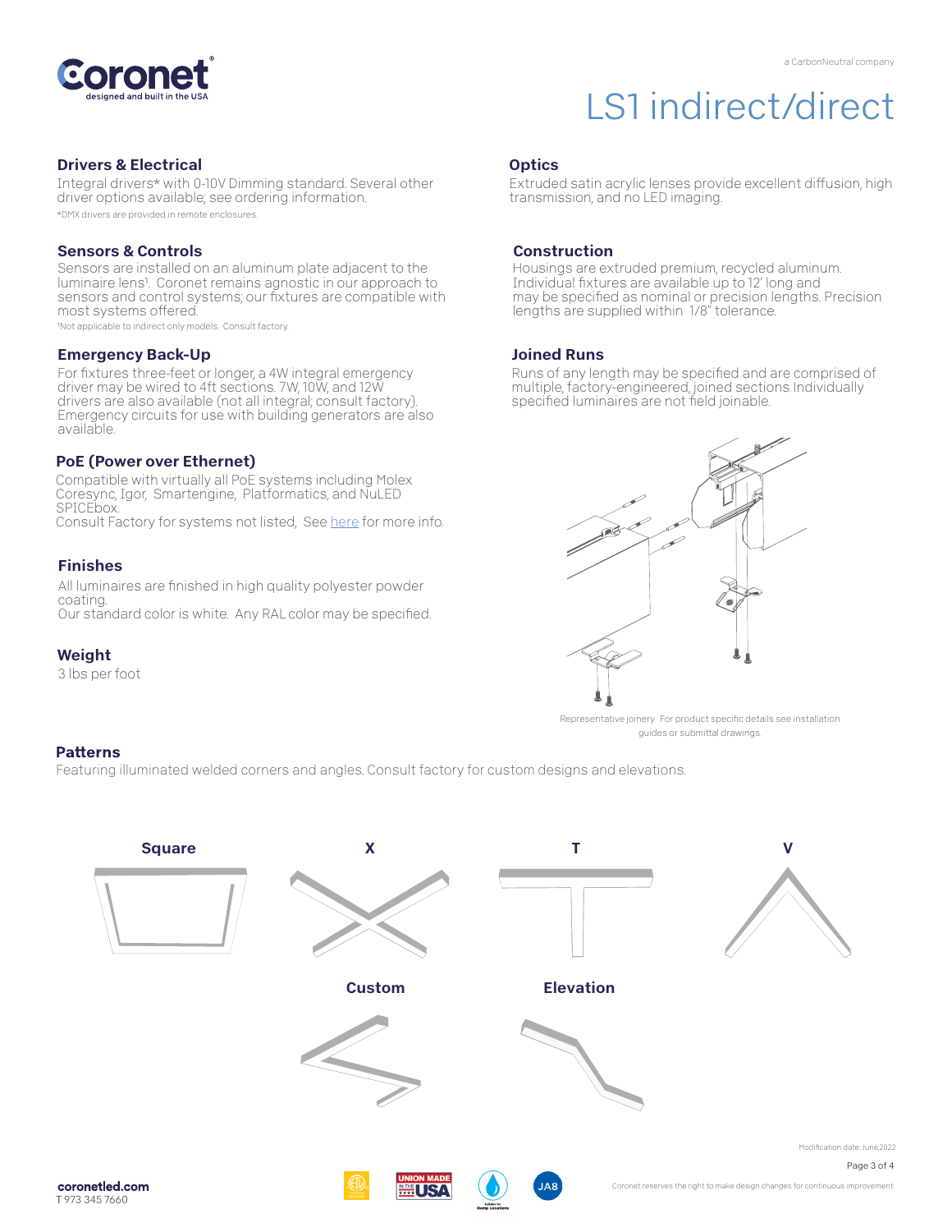# LS1 indirect/direct

## Drivers & Electrical

Integral drivers* with 0-10V Dimming standard. Several other driver options available; see ordering information.

*DMX drivers are provided in remote enclosures.

## Sensors & Controls

Sensors are installed on an aluminum plate adjacent to the luminaire lens[1]. Coronet remains agnostic in our approach to sensors and control systems; our fixtures are compatible with most systems offered.

[1]Not applicable to indirect only models. Consult factory.

## Emergency Back-Up

For fixtures three-feet or longer, a 4W integral emergency driver may be wired to 4ft sections. 7W, 10W, and 12W drivers are also available (not all integral; consult factory). Emergency circuits for use with building generators are also available.

## PoE (Power over Ethernet)

Compatible with virtually all PoE systems including Molex Coresync, Igor, Smartengine, Platformatics, and NuLED SPICEbox.
Consult Factory for systems not listed, See here for more info.

## Finishes

All luminaires are finished in high quality polyester powder coating.
Our standard color is white. Any RAL color may be specified.

## Weight

3 lbs per foot

## Optics

Extruded satin acrylic lenses provide excellent diffusion, high transmission, and no LED imaging.

## Construction

Housings are extruded premium, recycled aluminum. Individual fixtures are available up to 12' long and may be specified as nominal or precision lengths. Precision lengths are supplied within 1/8" tolerance.

## Joined Runs

Runs of any length may be specified and are comprised of multiple, factory-engineered, joined sections. Individually specified luminaires are not field joinable.

Representative joinery. For product specific details see installation guides or submittal drawings.

## Patterns

Featuring illuminated welded corners and angles. Consult factory for custom designs and elevations.

Square

X

T

V

Custom

Elevation

Modification date: June,2022

**coronetled.com**
T 973 345 7660

Coronet reserves the right to make design changes for continuous improvement.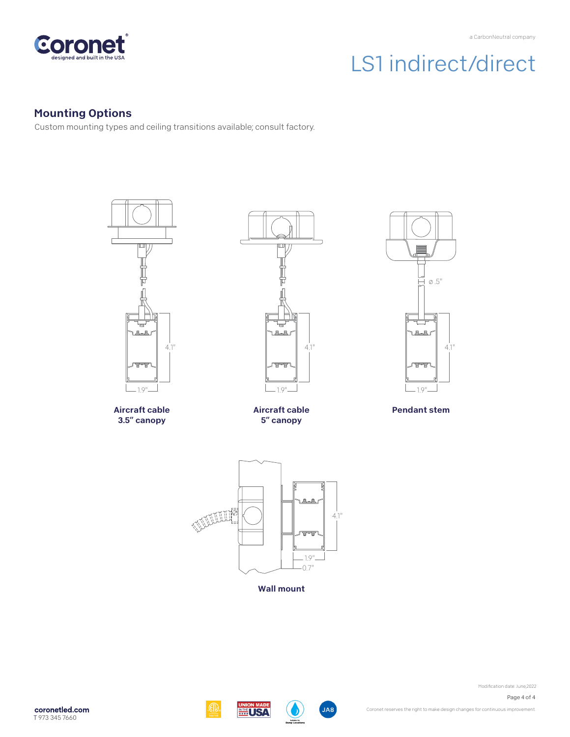# LS1 indirect/direct

## Mounting Options

Custom mounting types and ceiling transitions available; consult factory.

4.1"
1.9"

**Aircraft cable**
**3.5" canopy**

4.1"
1.9"

**Aircraft cable**
**5" canopy**

ø .5"
4.1"
1.9"

**Pendant stem**

4.1"
1.9"
0.7"

**Wall mount**

coronetled.com
T 973 345 7660

Modification date: June,2022

Coronet reserves the right to make design changes for continuous improvement.